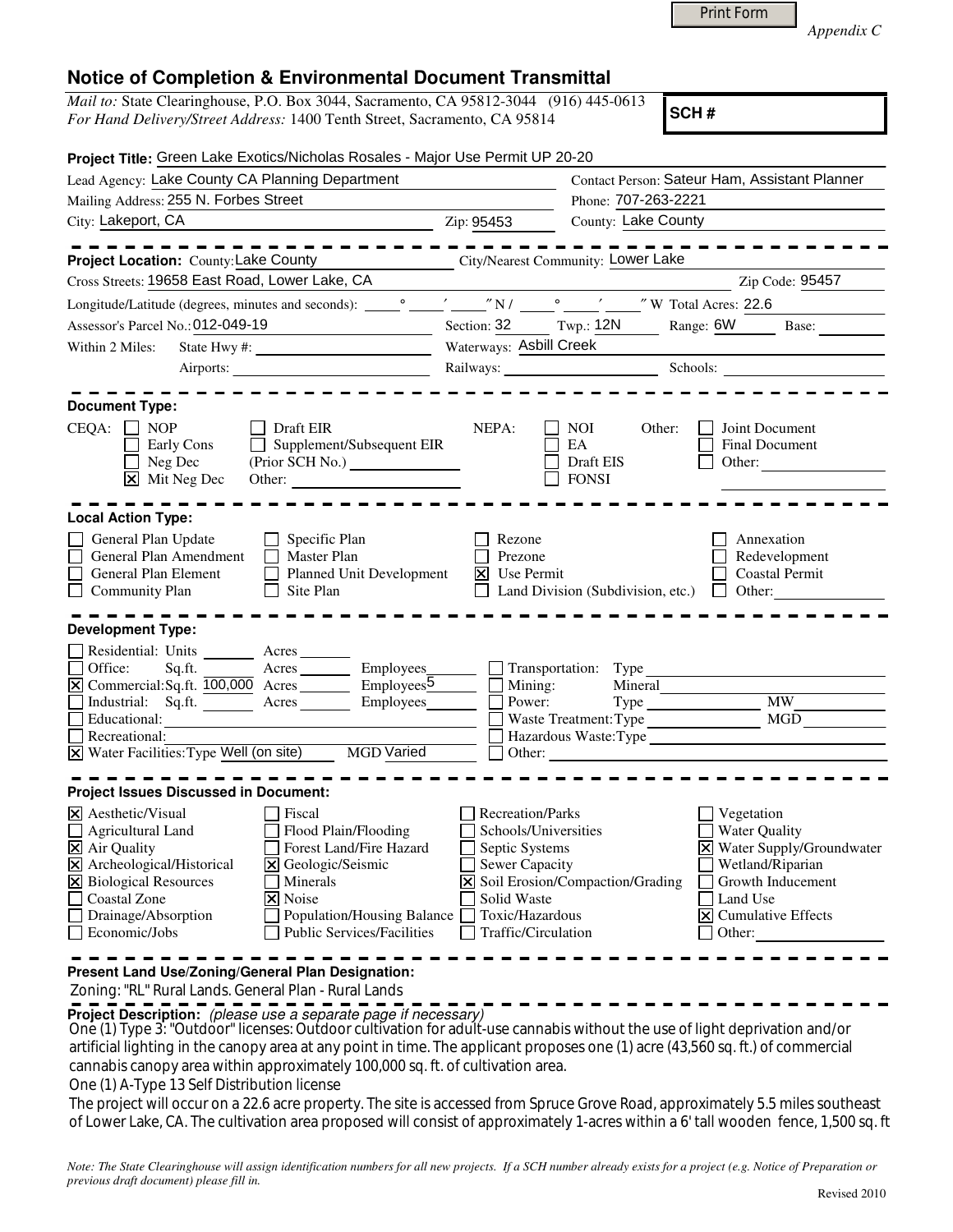Print Form

*Appendix C*

# Notice of Completion & Environmental Document Transmittal

*Mail to:* State Clearinghouse, P.O. Box 3044, Sacramento, CA 95812-3044 (916) 445-0613
*For Hand Delivery/Street Address:* 1400 Tenth Street, Sacramento, CA 95814

**SCH #**

**Project Title:** Green Lake Exotics/Nicholas Rosales - Major Use Permit UP 20-20

Lead Agency: Lake County CA Planning Department
Contact Person: Sateur Ham, Assistant Planner
Mailing Address: 255 N. Forbes Street
Phone: 707-263-2221
City: Lakeport, CA
Zip: 95453
County: Lake County

**Project Location:** County: Lake County
City/Nearest Community: Lower Lake
Cross Streets: 19658 East Road, Lower Lake, CA
Zip Code: 95457
Longitude/Latitude (degrees, minutes and seconds): ___° ___′ ___″ N / ___° ___′ ___″ W Total Acres: 22.6
Assessor's Parcel No.: 012-049-19
Section: 32 Twp.: 12N Range: 6W Base:
Within 2 Miles: State Hwy #:
Waterways: Asbill Creek
Airports:
Railways:
Schools:

## Document Type:

CEQA:
- [ ] NOP
- [ ] Early Cons
- [ ] Neg Dec
- [x] Mit Neg Dec
- [ ] Draft EIR
- [ ] Supplement/Subsequent EIR (Prior SCH No.)
- Other:

NEPA:
- [ ] NOI
- [ ] EA
- [ ] Draft EIS
- [ ] FONSI

Other:
- [ ] Joint Document
- [ ] Final Document
- [ ] Other:

## Local Action Type:

- [ ] General Plan Update
- [ ] General Plan Amendment
- [ ] General Plan Element
- [ ] Community Plan
- [ ] Specific Plan
- [ ] Master Plan
- [ ] Planned Unit Development
- [ ] Site Plan
- [ ] Rezone
- [ ] Prezone
- [x] Use Permit
- [ ] Land Division (Subdivision, etc.)
- [ ] Annexation
- [ ] Redevelopment
- [ ] Coastal Permit
- [ ] Other:

## Development Type:

- [ ] Residential: Units ___ Acres ___
- [ ] Office: Sq.ft. ___ Acres ___ Employees ___
- [x] Commercial: Sq.ft. 100,000 Acres ___ Employees 5
- [ ] Industrial: Sq.ft. ___ Acres ___ Employees ___
- [ ] Educational:
- [ ] Recreational:
- [x] Water Facilities: Type Well (on site) MGD Varied
- [ ] Transportation: Type
- [ ] Mining: Mineral
- [ ] Power: Type ___ MW
- [ ] Waste Treatment: Type ___ MGD
- [ ] Hazardous Waste: Type
- [ ] Other:

## Project Issues Discussed in Document:

- [x] Aesthetic/Visual
- [ ] Agricultural Land
- [x] Air Quality
- [x] Archeological/Historical
- [x] Biological Resources
- [ ] Coastal Zone
- [ ] Drainage/Absorption
- [ ] Economic/Jobs
- [ ] Fiscal
- [ ] Flood Plain/Flooding
- [ ] Forest Land/Fire Hazard
- [x] Geologic/Seismic
- [ ] Minerals
- [x] Noise
- [ ] Population/Housing Balance
- [ ] Public Services/Facilities
- [ ] Recreation/Parks
- [ ] Schools/Universities
- [ ] Septic Systems
- [ ] Sewer Capacity
- [x] Soil Erosion/Compaction/Grading
- [ ] Solid Waste
- [ ] Toxic/Hazardous
- [ ] Traffic/Circulation
- [ ] Vegetation
- [ ] Water Quality
- [x] Water Supply/Groundwater
- [ ] Wetland/Riparian
- [ ] Growth Inducement
- [ ] Land Use
- [x] Cumulative Effects
- [ ] Other:

**Present Land Use/Zoning/General Plan Designation:**

Zoning: "RL" Rural Lands. General Plan - Rural Lands

**Project Description:** *(please use a separate page if necessary)*

One (1) Type 3: "Outdoor" licenses: Outdoor cultivation for adult-use cannabis without the use of light deprivation and/or artificial lighting in the canopy area at any point in time. The applicant proposes one (1) acre (43,560 sq. ft.) of commercial cannabis canopy area within approximately 100,000 sq. ft. of cultivation area.

One (1) A-Type 13 Self Distribution license

The project will occur on a 22.6 acre property. The site is accessed from Spruce Grove Road, approximately 5.5 miles southeast of Lower Lake, CA. The cultivation area proposed will consist of approximately 1-acres within a 6' tall wooden fence, 1,500 sq. ft

*Note: The State Clearinghouse will assign identification numbers for all new projects. If a SCH number already exists for a project (e.g. Notice of Preparation or previous draft document) please fill in.*

Revised 2010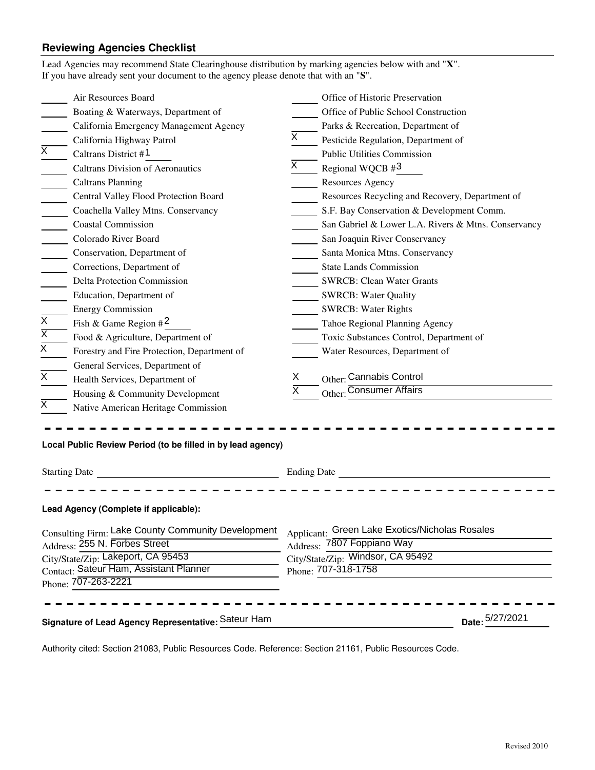## Reviewing Agencies Checklist

Lead Agencies may recommend State Clearinghouse distribution by marking agencies below with and "**X**".
If you have already sent your document to the agency please denote that with an "**S**".

| | | | |
|---|---|---|---|
| | Air Resources Board | | Office of Historic Preservation |
| | Boating & Waterways, Department of | | Office of Public School Construction |
| | California Emergency Management Agency | | Parks & Recreation, Department of |
| | California Highway Patrol | X | Pesticide Regulation, Department of |
| X | Caltrans District # 1 | | Public Utilities Commission |
| | Caltrans Division of Aeronautics | X | Regional WQCB # 3 |
| | Caltrans Planning | | Resources Agency |
| | Central Valley Flood Protection Board | | Resources Recycling and Recovery, Department of |
| | Coachella Valley Mtns. Conservancy | | S.F. Bay Conservation & Development Comm. |
| | Coastal Commission | | San Gabriel & Lower L.A. Rivers & Mtns. Conservancy |
| | Colorado River Board | | San Joaquin River Conservancy |
| | Conservation, Department of | | Santa Monica Mtns. Conservancy |
| | Corrections, Department of | | State Lands Commission |
| | Delta Protection Commission | | SWRCB: Clean Water Grants |
| | Education, Department of | | SWRCB: Water Quality |
| | Energy Commission | | SWRCB: Water Rights |
| X | Fish & Game Region # 2 | | Tahoe Regional Planning Agency |
| X | Food & Agriculture, Department of | | Toxic Substances Control, Department of |
| X | Forestry and Fire Protection, Department of | | Water Resources, Department of |
| | General Services, Department of | | |
| X | Health Services, Department of | X | Other: Cannabis Control |
| | Housing & Community Development | X | Other: Consumer Affairs |
| X | Native American Heritage Commission | | |

---

**Local Public Review Period (to be filled in by lead agency)**

Starting Date \_\_\_\_\_\_\_\_\_\_ Ending Date \_\_\_\_\_\_\_\_\_\_

---

**Lead Agency (Complete if applicable):**

Consulting Firm: Lake County Community Development
Address: 255 N. Forbes Street
City/State/Zip: Lakeport, CA 95453
Contact: Sateur Ham, Assistant Planner
Phone: 707-263-2221

Applicant: Green Lake Exotics/Nicholas Rosales
Address: 7807 Foppiano Way
City/State/Zip: Windsor, CA 95492
Phone: 707-318-1758

---

**Signature of Lead Agency Representative:** Sateur Ham **Date:** 5/27/2021

Authority cited: Section 21083, Public Resources Code. Reference: Section 21161, Public Resources Code.

Revised 2010